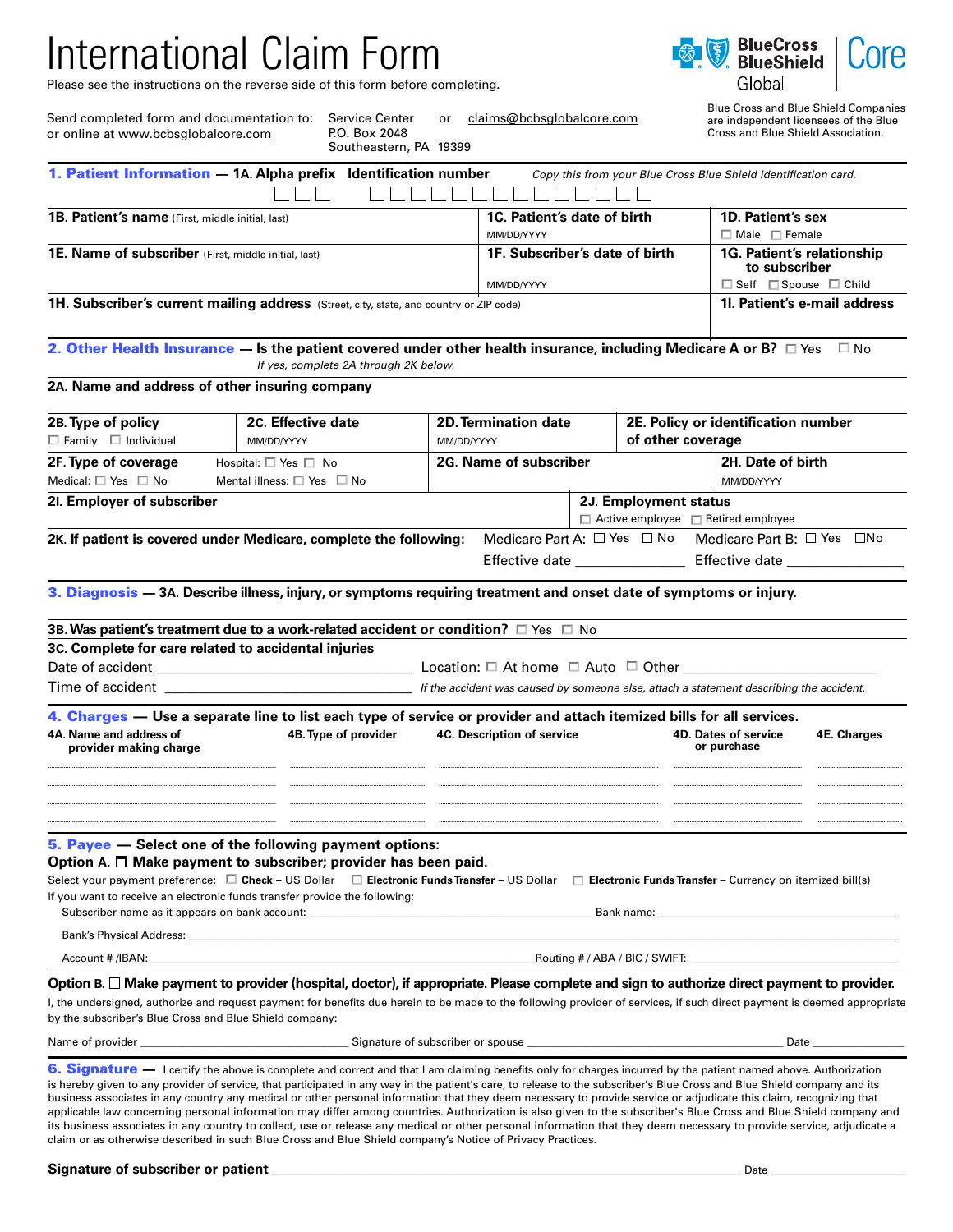# International Claim Form

Please see the instructions on the reverse side of this form before completing.

BlueCross BlueShield Global | Core

Send completed form and documentation to: Service Center, P.O. Box 2048, Southeastern, PA 19399 or claims@bcbsglobalcore.com
or online at www.bcbsglobalcore.com

Blue Cross and Blue Shield Companies are independent licensees of the Blue Cross and Blue Shield Association.

## 1. Patient Information — 1A. Alpha prefix Identification number

*Copy this from your Blue Cross Blue Shield identification card.*

| | | |
|---|---|---|
| **1B. Patient's name** (First, middle initial, last) | **1C. Patient's date of birth** MM/DD/YYYY | **1D. Patient's sex** ☐ Male ☐ Female |
| **1E. Name of subscriber** (First, middle initial, last) | **1F. Subscriber's date of birth** MM/DD/YYYY | **1G. Patient's relationship to subscriber** ☐ Self ☐ Spouse ☐ Child |
| **1H. Subscriber's current mailing address** (Street, city, state, and country or ZIP code) | | **1I. Patient's e-mail address** |

## 2. Other Health Insurance — Is the patient covered under other health insurance, including Medicare A or B? ☐ Yes ☐ No

*If yes, complete 2A through 2K below.*

**2A. Name and address of other insuring company**

| | | | |
|---|---|---|---|
| **2B. Type of policy** ☐ Family ☐ Individual | **2C. Effective date** MM/DD/YYYY | **2D. Termination date** MM/DD/YYYY | **2E. Policy or identification number of other coverage** |
| **2F. Type of coverage** Medical: ☐ Yes ☐ No | Hospital: ☐ Yes ☐ No Mental illness: ☐ Yes ☐ No | **2G. Name of subscriber** | **2H. Date of birth** MM/DD/YYYY |
| **2I. Employer of subscriber** | | **2J. Employment status** ☐ Active employee ☐ Retired employee | |

**2K. If patient is covered under Medicare, complete the following:** Medicare Part A: ☐ Yes ☐ No Effective date ______________ Medicare Part B: ☐ Yes ☐No Effective date ______________

## 3. Diagnosis — 3A. Describe illness, injury, or symptoms requiring treatment and onset date of symptoms or injury.

**3B. Was patient's treatment due to a work-related accident or condition?** ☐ Yes ☐ No

**3C. Complete for care related to accidental injuries**

Date of accident ______________________ Location: ☐ At home ☐ Auto ☐ Other ______________________

Time of accident ______________________ *If the accident was caused by someone else, attach a statement describing the accident.*

## 4. Charges — Use a separate line to list each type of service or provider and attach itemized bills for all services.

| 4A. Name and address of provider making charge | 4B. Type of provider | 4C. Description of service | 4D. Dates of service or purchase | 4E. Charges |
|---|---|---|---|---|
| | | | | |
| | | | | |
| | | | | |
| | | | | |

## 5. Payee — Select one of the following payment options:

**Option A. ☐ Make payment to subscriber; provider has been paid.**

Select your payment preference: ☐ **Check** – US Dollar ☐ **Electronic Funds Transfer** – US Dollar ☐ **Electronic Funds Transfer** – Currency on itemized bill(s)

If you want to receive an electronic funds transfer provide the following:

Subscriber name as it appears on bank account: ______________________ Bank name: ______________________

Bank's Physical Address: ______________________

Account # /IBAN: ______________________ Routing # / ABA / BIC / SWIFT: ______________________

**Option B. ☐ Make payment to provider (hospital, doctor), if appropriate. Please complete and sign to authorize direct payment to provider.**

I, the undersigned, authorize and request payment for benefits due herein to be made to the following provider of services, if such direct payment is deemed appropriate by the subscriber's Blue Cross and Blue Shield company:

Name of provider ______________________ Signature of subscriber or spouse ______________________ Date ____________

## 6. Signature —

I certify the above is complete and correct and that I am claiming benefits only for charges incurred by the patient named above. Authorization is hereby given to any provider of service, that participated in any way in the patient's care, to release to the subscriber's Blue Cross and Blue Shield company and its business associates in any country any medical or other personal information that they deem necessary to provide service or adjudicate this claim, recognizing that applicable law concerning personal information may differ among countries. Authorization is also given to the subscriber's Blue Cross and Blue Shield company and its business associates in any country to collect, use or release any medical or other personal information that they deem necessary to provide service, adjudicate a claim or as otherwise described in such Blue Cross and Blue Shield company's Notice of Privacy Practices.

**Signature of subscriber or patient** ______________________________________ Date ____________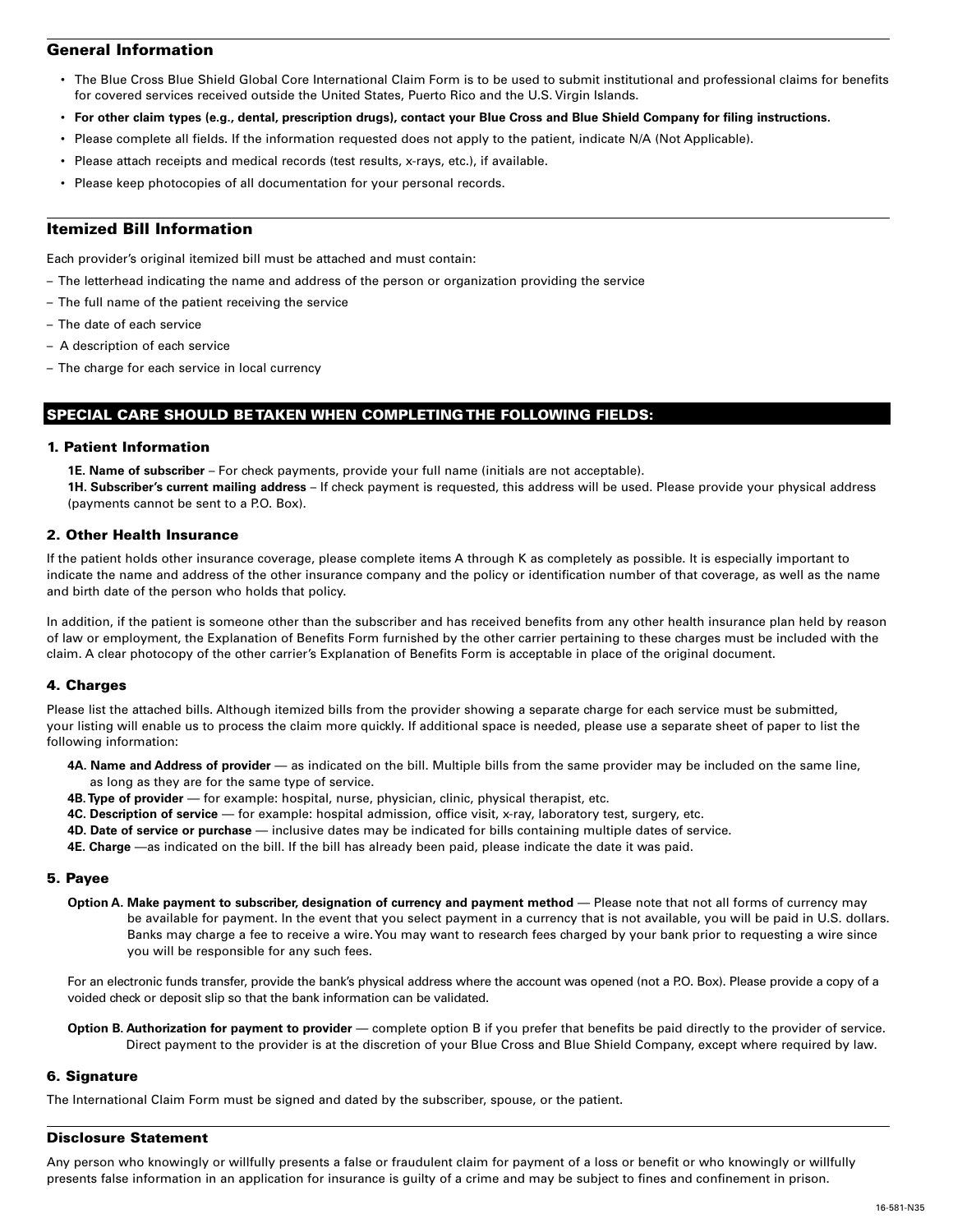## General Information

- The Blue Cross Blue Shield Global Core International Claim Form is to be used to submit institutional and professional claims for benefits for covered services received outside the United States, Puerto Rico and the U.S. Virgin Islands.
- **For other claim types (e.g., dental, prescription drugs), contact your Blue Cross and Blue Shield Company for filing instructions.**
- Please complete all fields. If the information requested does not apply to the patient, indicate N/A (Not Applicable).
- Please attach receipts and medical records (test results, x-rays, etc.), if available.
- Please keep photocopies of all documentation for your personal records.

## Itemized Bill Information

Each provider's original itemized bill must be attached and must contain:

– The letterhead indicating the name and address of the person or organization providing the service

– The full name of the patient receiving the service

– The date of each service

– A description of each service

– The charge for each service in local currency

## SPECIAL CARE SHOULD BE TAKEN WHEN COMPLETING THE FOLLOWING FIELDS:

### 1. Patient Information

**1E. Name of subscriber** – For check payments, provide your full name (initials are not acceptable).
**1H. Subscriber's current mailing address** – If check payment is requested, this address will be used. Please provide your physical address (payments cannot be sent to a P.O. Box).

### 2. Other Health Insurance

If the patient holds other insurance coverage, please complete items A through K as completely as possible. It is especially important to indicate the name and address of the other insurance company and the policy or identification number of that coverage, as well as the name and birth date of the person who holds that policy.

In addition, if the patient is someone other than the subscriber and has received benefits from any other health insurance plan held by reason of law or employment, the Explanation of Benefits Form furnished by the other carrier pertaining to these charges must be included with the claim. A clear photocopy of the other carrier's Explanation of Benefits Form is acceptable in place of the original document.

### 4. Charges

Please list the attached bills. Although itemized bills from the provider showing a separate charge for each service must be submitted, your listing will enable us to process the claim more quickly. If additional space is needed, please use a separate sheet of paper to list the following information:

**4A. Name and Address of provider** — as indicated on the bill. Multiple bills from the same provider may be included on the same line, as long as they are for the same type of service.
**4B. Type of provider** — for example: hospital, nurse, physician, clinic, physical therapist, etc.
**4C. Description of service** — for example: hospital admission, office visit, x-ray, laboratory test, surgery, etc.
**4D. Date of service or purchase** — inclusive dates may be indicated for bills containing multiple dates of service.
**4E. Charge** —as indicated on the bill. If the bill has already been paid, please indicate the date it was paid.

### 5. Payee

**Option A. Make payment to subscriber, designation of currency and payment method** — Please note that not all forms of currency may be available for payment. In the event that you select payment in a currency that is not available, you will be paid in U.S. dollars. Banks may charge a fee to receive a wire. You may want to research fees charged by your bank prior to requesting a wire since you will be responsible for any such fees.

For an electronic funds transfer, provide the bank's physical address where the account was opened (not a P.O. Box). Please provide a copy of a voided check or deposit slip so that the bank information can be validated.

**Option B. Authorization for payment to provider** — complete option B if you prefer that benefits be paid directly to the provider of service. Direct payment to the provider is at the discretion of your Blue Cross and Blue Shield Company, except where required by law.

### 6. Signature

The International Claim Form must be signed and dated by the subscriber, spouse, or the patient.

## Disclosure Statement

Any person who knowingly or willfully presents a false or fraudulent claim for payment of a loss or benefit or who knowingly or willfully presents false information in an application for insurance is guilty of a crime and may be subject to fines and confinement in prison.

16-581-N35